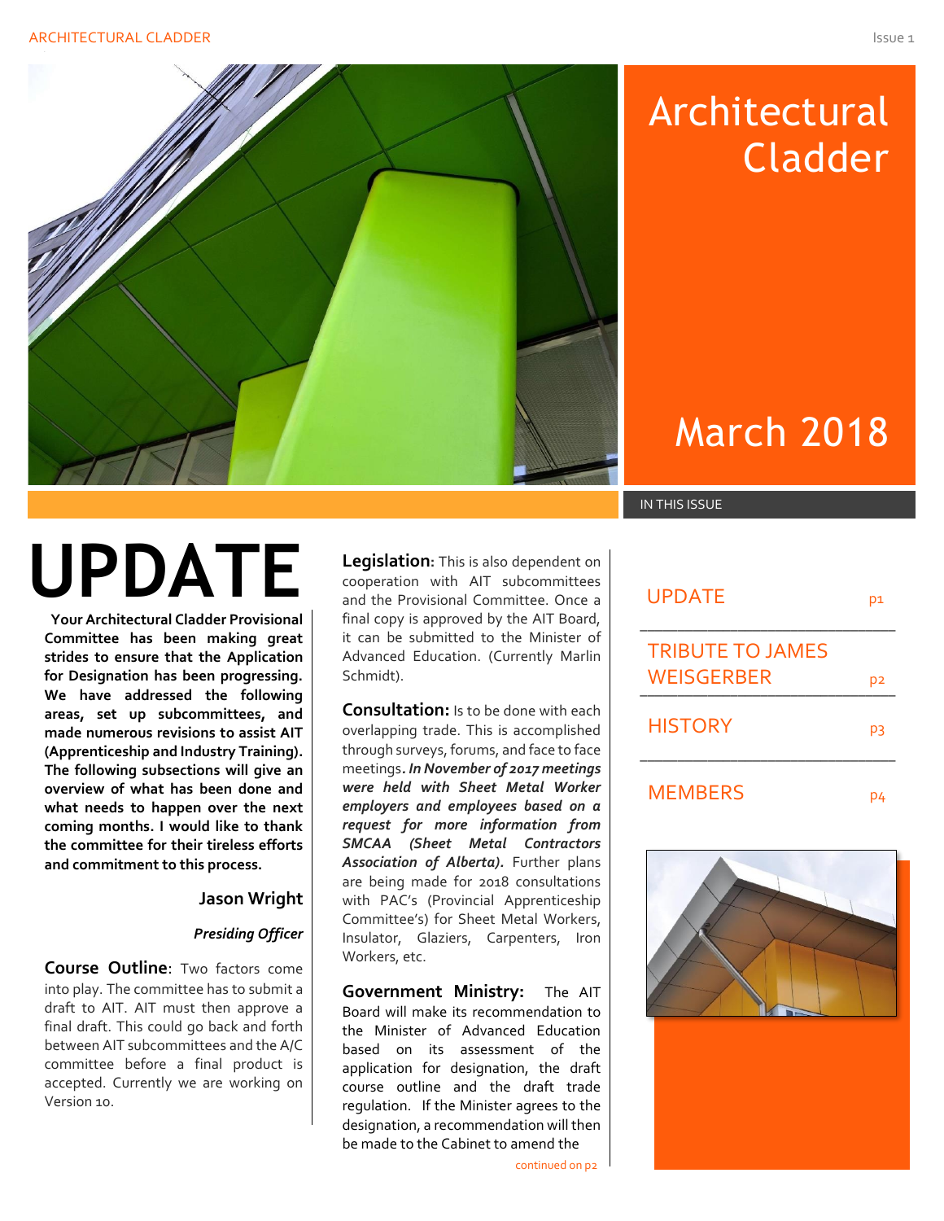# Architectural Cladder

## March 2018

IN THIS ISSUE

| | |
|---|---|
| UPDATE | p1 |
| TRIBUTE TO JAMES WEISGERBER | p2 |
| HISTORY | p3 |
| MEMBERS | p4 |

# UPDATE

**Your Architectural Cladder Provisional Committee has been making great strides to ensure that the Application for Designation has been progressing. We have addressed the following areas, set up subcommittees, and made numerous revisions to assist AIT (Apprenticeship and Industry Training). The following subsections will give an overview of what has been done and what needs to happen over the next coming months. I would like to thank the committee for their tireless efforts and commitment to this process.**

**Jason Wright**

***Presiding Officer***

**Course Outline**: Two factors come into play. The committee has to submit a draft to AIT. AIT must then approve a final draft. This could go back and forth between AIT subcommittees and the A/C committee before a final product is accepted. Currently we are working on Version 10.

**Legislation:** This is also dependent on cooperation with AIT subcommittees and the Provisional Committee. Once a final copy is approved by the AIT Board, it can be submitted to the Minister of Advanced Education. (Currently Marlin Schmidt).

**Consultation:** Is to be done with each overlapping trade. This is accomplished through surveys, forums, and face to face meetings. ***In November of 2017 meetings were held with Sheet Metal Worker employers and employees based on a request for more information from SMCAA (Sheet Metal Contractors Association of Alberta).*** Further plans are being made for 2018 consultations with PAC's (Provincial Apprenticeship Committee's) for Sheet Metal Workers, Insulator, Glaziers, Carpenters, Iron Workers, etc.

**Government Ministry:** The AIT Board will make its recommendation to the Minister of Advanced Education based on its assessment of the application for designation, the draft course outline and the draft trade regulation. If the Minister agrees to the designation, a recommendation will then be made to the Cabinet to amend the

continued on p2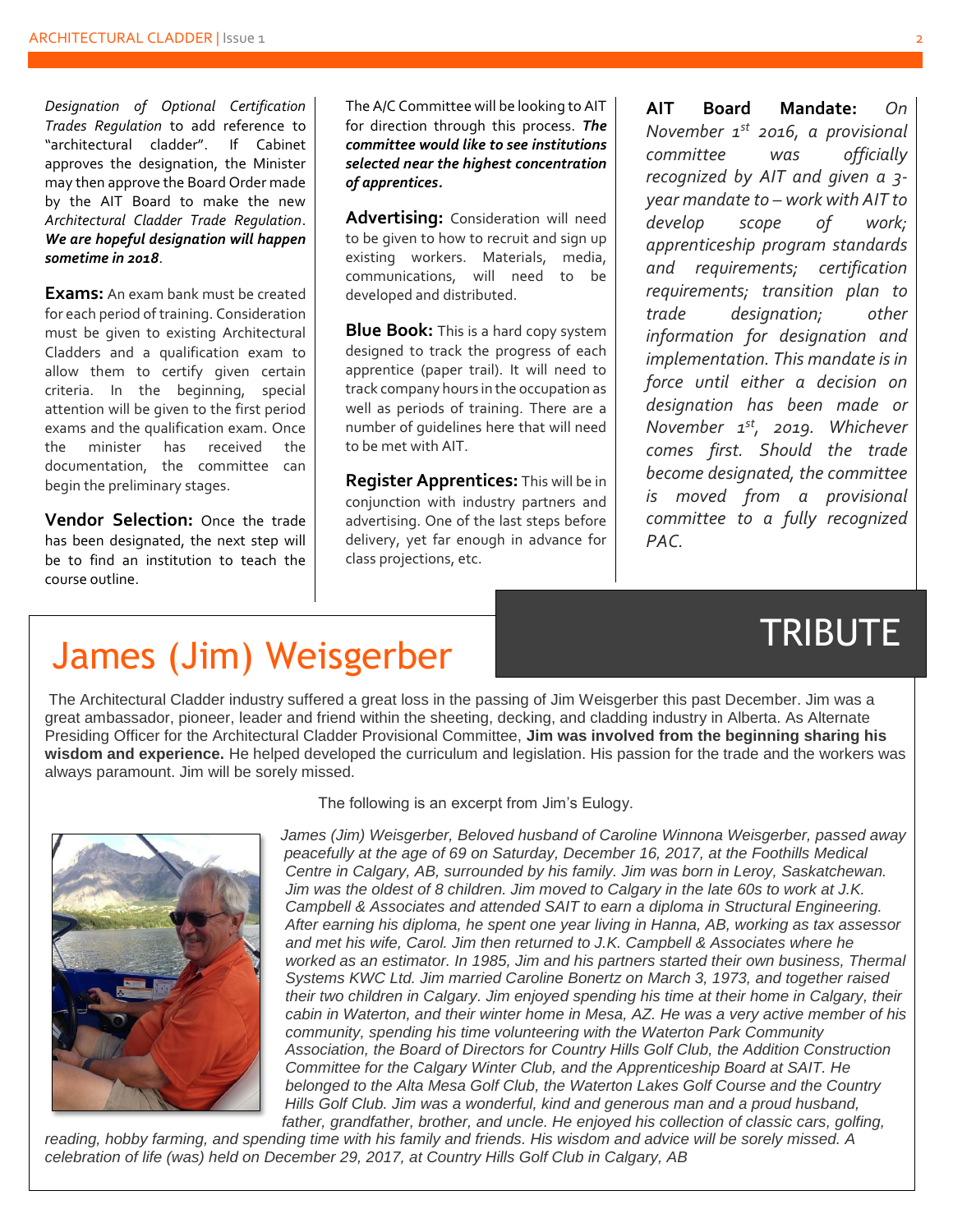*Designation of Optional Certification Trades Regulation* to add reference to "architectural cladder". If Cabinet approves the designation, the Minister may then approve the Board Order made by the AIT Board to make the new *Architectural Cladder Trade Regulation*. ***We are hopeful designation will happen sometime in 2018***.

**Exams:** An exam bank must be created for each period of training. Consideration must be given to existing Architectural Cladders and a qualification exam to allow them to certify given certain criteria. In the beginning, special attention will be given to the first period exams and the qualification exam. Once the minister has received the documentation, the committee can begin the preliminary stages.

**Vendor Selection:** Once the trade has been designated, the next step will be to find an institution to teach the course outline.

The A/C Committee will be looking to AIT for direction through this process. ***The committee would like to see institutions selected near the highest concentration of apprentices.***

**Advertising:** Consideration will need to be given to how to recruit and sign up existing workers. Materials, media, communications, will need to be developed and distributed.

**Blue Book:** This is a hard copy system designed to track the progress of each apprentice (paper trail). It will need to track company hours in the occupation as well as periods of training. There are a number of guidelines here that will need to be met with AIT.

**Register Apprentices:** This will be in conjunction with industry partners and advertising. One of the last steps before delivery, yet far enough in advance for class projections, etc.

**AIT Board Mandate:** *On November 1st 2016, a provisional committee was officially recognized by AIT and given a 3-year mandate to – work with AIT to develop scope of work; apprenticeship program standards and requirements; certification requirements; transition plan to trade designation; other information for designation and implementation. This mandate is in force until either a decision on designation has been made or November 1st, 2019. Whichever comes first. Should the trade become designated, the committee is moved from a provisional committee to a fully recognized PAC.*

## TRIBUTE

# James (Jim) Weisgerber

The Architectural Cladder industry suffered a great loss in the passing of Jim Weisgerber this past December. Jim was a great ambassador, pioneer, leader and friend within the sheeting, decking, and cladding industry in Alberta. As Alternate Presiding Officer for the Architectural Cladder Provisional Committee, **Jim was involved from the beginning sharing his wisdom and experience.** He helped developed the curriculum and legislation. His passion for the trade and the workers was always paramount. Jim will be sorely missed.

The following is an excerpt from Jim's Eulogy.

*James (Jim) Weisgerber, Beloved husband of Caroline Winnona Weisgerber, passed away peacefully at the age of 69 on Saturday, December 16, 2017, at the Foothills Medical Centre in Calgary, AB, surrounded by his family. Jim was born in Leroy, Saskatchewan. Jim was the oldest of 8 children. Jim moved to Calgary in the late 60s to work at J.K. Campbell & Associates and attended SAIT to earn a diploma in Structural Engineering. After earning his diploma, he spent one year living in Hanna, AB, working as tax assessor and met his wife, Carol. Jim then returned to J.K. Campbell & Associates where he worked as an estimator. In 1985, Jim and his partners started their own business, Thermal Systems KWC Ltd. Jim married Caroline Bonertz on March 3, 1973, and together raised their two children in Calgary. Jim enjoyed spending his time at their home in Calgary, their cabin in Waterton, and their winter home in Mesa, AZ. He was a very active member of his community, spending his time volunteering with the Waterton Park Community Association, the Board of Directors for Country Hills Golf Club, the Addition Construction Committee for the Calgary Winter Club, and the Apprenticeship Board at SAIT. He belonged to the Alta Mesa Golf Club, the Waterton Lakes Golf Course and the Country Hills Golf Club. Jim was a wonderful, kind and generous man and a proud husband, father, grandfather, brother, and uncle. He enjoyed his collection of classic cars, golfing, reading, hobby farming, and spending time with his family and friends. His wisdom and advice will be sorely missed. A celebration of life (was) held on December 29, 2017, at Country Hills Golf Club in Calgary, AB*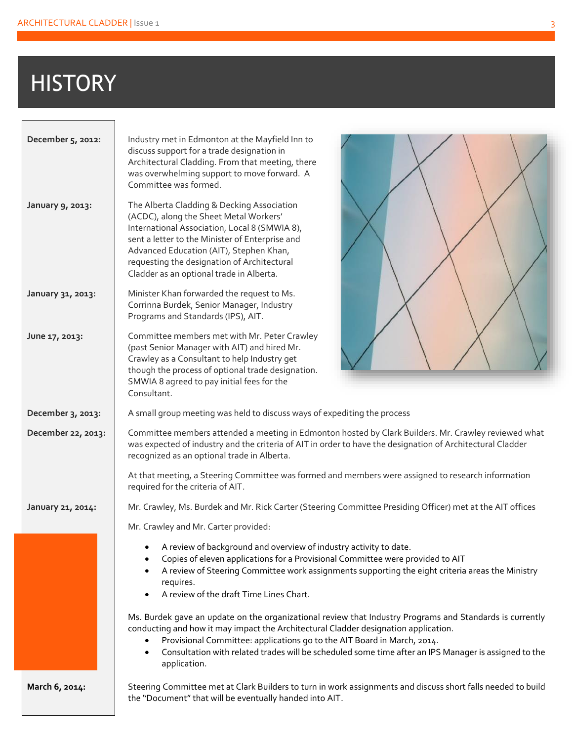# HISTORY

**December 5, 2012:** Industry met in Edmonton at the Mayfield Inn to discuss support for a trade designation in Architectural Cladding. From that meeting, there was overwhelming support to move forward. A Committee was formed.

**January 9, 2013:** The Alberta Cladding & Decking Association (ACDC), along the Sheet Metal Workers' International Association, Local 8 (SMWIA 8), sent a letter to the Minister of Enterprise and Advanced Education (AIT), Stephen Khan, requesting the designation of Architectural Cladder as an optional trade in Alberta.

**January 31, 2013:** Minister Khan forwarded the request to Ms. Corrinna Burdek, Senior Manager, Industry Programs and Standards (IPS), AIT.

**June 17, 2013:** Committee members met with Mr. Peter Crawley (past Senior Manager with AIT) and hired Mr. Crawley as a Consultant to help Industry get though the process of optional trade designation. SMWIA 8 agreed to pay initial fees for the Consultant.

**December 3, 2013:** A small group meeting was held to discuss ways of expediting the process

**December 22, 2013:** Committee members attended a meeting in Edmonton hosted by Clark Builders. Mr. Crawley reviewed what was expected of industry and the criteria of AIT in order to have the designation of Architectural Cladder recognized as an optional trade in Alberta.

At that meeting, a Steering Committee was formed and members were assigned to research information required for the criteria of AIT.

**January 21, 2014:** Mr. Crawley, Ms. Burdek and Mr. Rick Carter (Steering Committee Presiding Officer) met at the AIT offices

Mr. Crawley and Mr. Carter provided:

- A review of background and overview of industry activity to date.
- Copies of eleven applications for a Provisional Committee were provided to AIT
- A review of Steering Committee work assignments supporting the eight criteria areas the Ministry requires.
- A review of the draft Time Lines Chart.

Ms. Burdek gave an update on the organizational review that Industry Programs and Standards is currently conducting and how it may impact the Architectural Cladder designation application.

- Provisional Committee: applications go to the AIT Board in March, 2014.
- Consultation with related trades will be scheduled some time after an IPS Manager is assigned to the application.

**March 6, 2014:** Steering Committee met at Clark Builders to turn in work assignments and discuss short falls needed to build the "Document" that will be eventually handed into AIT.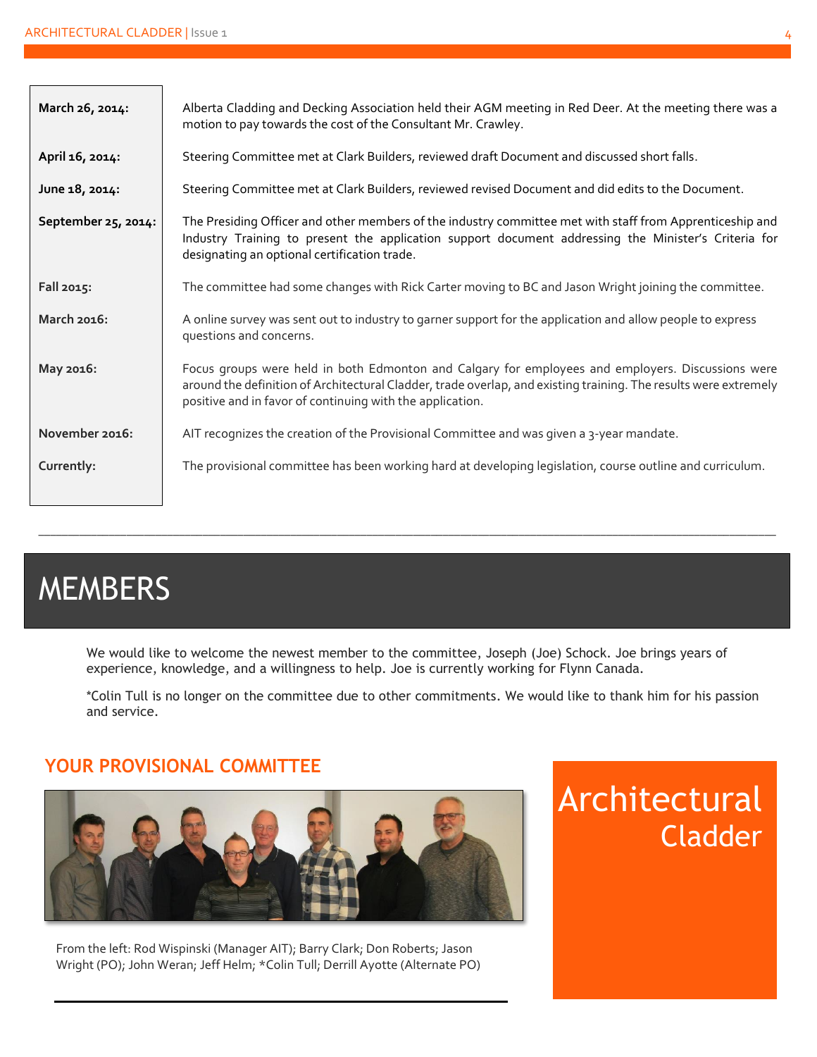| | |
|---|---|
| **March 26, 2014:** | Alberta Cladding and Decking Association held their AGM meeting in Red Deer. At the meeting there was a motion to pay towards the cost of the Consultant Mr. Crawley. |
| **April 16, 2014:** | Steering Committee met at Clark Builders, reviewed draft Document and discussed short falls. |
| **June 18, 2014:** | Steering Committee met at Clark Builders, reviewed revised Document and did edits to the Document. |
| **September 25, 2014:** | The Presiding Officer and other members of the industry committee met with staff from Apprenticeship and Industry Training to present the application support document addressing the Minister's Criteria for designating an optional certification trade. |
| **Fall 2015:** | The committee had some changes with Rick Carter moving to BC and Jason Wright joining the committee. |
| **March 2016:** | A online survey was sent out to industry to garner support for the application and allow people to express questions and concerns. |
| **May 2016:** | Focus groups were held in both Edmonton and Calgary for employees and employers. Discussions were around the definition of Architectural Cladder, trade overlap, and existing training. The results were extremely positive and in favor of continuing with the application. |
| **November 2016:** | AIT recognizes the creation of the Provisional Committee and was given a 3-year mandate. |
| **Currently:** | The provisional committee has been working hard at developing legislation, course outline and curriculum. |

# MEMBERS

We would like to welcome the newest member to the committee, Joseph (Joe) Schock. Joe brings years of experience, knowledge, and a willingness to help. Joe is currently working for Flynn Canada.

*Colin Tull is no longer on the committee due to other commitments. We would like to thank him for his passion and service.

## YOUR PROVISIONAL COMMITTEE

From the left: Rod Wispinski (Manager AIT); Barry Clark; Don Roberts; Jason Wright (PO); John Weran; Jeff Helm; *Colin Tull; Derrill Ayotte (Alternate PO)

Architectural Cladder